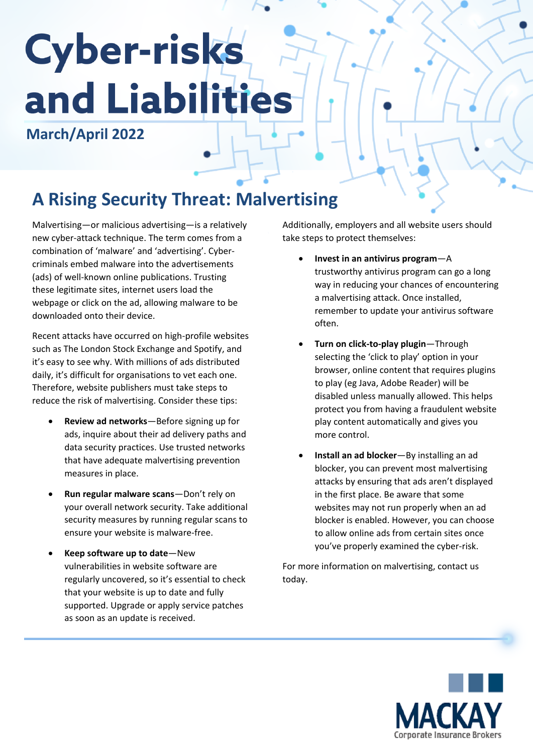# Cyber-risks and Liabilities

**March/April 2022**

## A Rising Security Threat: Malvertising

Malvertising—or malicious advertising—is a relatively new cyber-attack technique. The term comes from a combination of 'malware' and 'advertising'. Cyber-criminals embed malware into the advertisements (ads) of well-known online publications. Trusting these legitimate sites, internet users load the webpage or click on the ad, allowing malware to be downloaded onto their device.

Recent attacks have occurred on high-profile websites such as The London Stock Exchange and Spotify, and it's easy to see why. With millions of ads distributed daily, it's difficult for organisations to vet each one. Therefore, website publishers must take steps to reduce the risk of malvertising. Consider these tips:

- **Review ad networks**—Before signing up for ads, inquire about their ad delivery paths and data security practices. Use trusted networks that have adequate malvertising prevention measures in place.
- **Run regular malware scans**—Don't rely on your overall network security. Take additional security measures by running regular scans to ensure your website is malware-free.
- **Keep software up to date**—New vulnerabilities in website software are regularly uncovered, so it's essential to check that your website is up to date and fully supported. Upgrade or apply service patches as soon as an update is received.

Additionally, employers and all website users should take steps to protect themselves:

- **Invest in an antivirus program**—A trustworthy antivirus program can go a long way in reducing your chances of encountering a malvertising attack. Once installed, remember to update your antivirus software often.
- **Turn on click-to-play plugin**—Through selecting the 'click to play' option in your browser, online content that requires plugins to play (eg Java, Adobe Reader) will be disabled unless manually allowed. This helps protect you from having a fraudulent website play content automatically and gives you more control.
- **Install an ad blocker**—By installing an ad blocker, you can prevent most malvertising attacks by ensuring that ads aren't displayed in the first place. Be aware that some websites may not run properly when an ad blocker is enabled. However, you can choose to allow online ads from certain sites once you've properly examined the cyber-risk.

For more information on malvertising, contact us today.

MACKAY
Corporate Insurance Brokers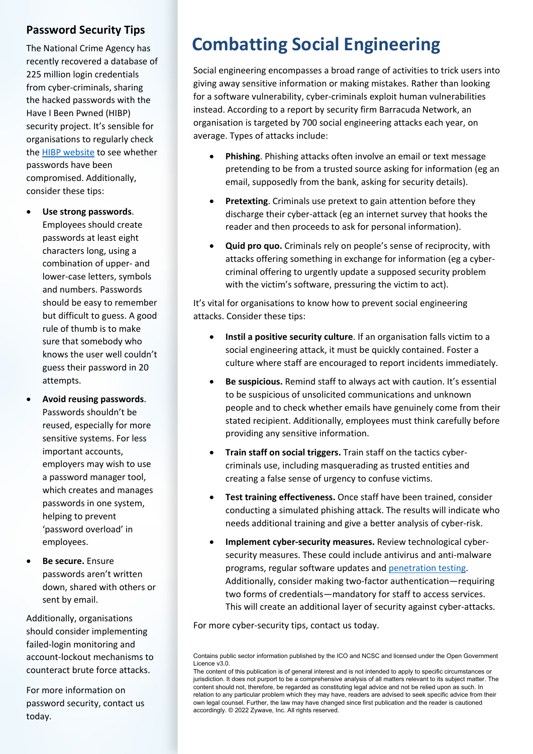## Password Security Tips

The National Crime Agency has recently recovered a database of 225 million login credentials from cyber-criminals, sharing the hacked passwords with the Have I Been Pwned (HIBP) security project. It's sensible for organisations to regularly check the HIBP website to see whether passwords have been compromised. Additionally, consider these tips:

- **Use strong passwords**. Employees should create passwords at least eight characters long, using a combination of upper- and lower-case letters, symbols and numbers. Passwords should be easy to remember but difficult to guess. A good rule of thumb is to make sure that somebody who knows the user well couldn't guess their password in 20 attempts.
- **Avoid reusing passwords**. Passwords shouldn't be reused, especially for more sensitive systems. For less important accounts, employers may wish to use a password manager tool, which creates and manages passwords in one system, helping to prevent 'password overload' in employees.
- **Be secure.** Ensure passwords aren't written down, shared with others or sent by email.

Additionally, organisations should consider implementing failed-login monitoring and account-lockout mechanisms to counteract brute force attacks.

For more information on password security, contact us today.

# Combatting Social Engineering

Social engineering encompasses a broad range of activities to trick users into giving away sensitive information or making mistakes. Rather than looking for a software vulnerability, cyber-criminals exploit human vulnerabilities instead. According to a report by security firm Barracuda Network, an organisation is targeted by 700 social engineering attacks each year, on average. Types of attacks include:

- **Phishing**. Phishing attacks often involve an email or text message pretending to be from a trusted source asking for information (eg an email, supposedly from the bank, asking for security details).
- **Pretexting**. Criminals use pretext to gain attention before they discharge their cyber-attack (eg an internet survey that hooks the reader and then proceeds to ask for personal information).
- **Quid pro quo.** Criminals rely on people's sense of reciprocity, with attacks offering something in exchange for information (eg a cyber-criminal offering to urgently update a supposed security problem with the victim's software, pressuring the victim to act).

It's vital for organisations to know how to prevent social engineering attacks. Consider these tips:

- **Instil a positive security culture**. If an organisation falls victim to a social engineering attack, it must be quickly contained. Foster a culture where staff are encouraged to report incidents immediately.
- **Be suspicious.** Remind staff to always act with caution. It's essential to be suspicious of unsolicited communications and unknown people and to check whether emails have genuinely come from their stated recipient. Additionally, employees must think carefully before providing any sensitive information.
- **Train staff on social triggers.** Train staff on the tactics cyber-criminals use, including masquerading as trusted entities and creating a false sense of urgency to confuse victims.
- **Test training effectiveness.** Once staff have been trained, consider conducting a simulated phishing attack. The results will indicate who needs additional training and give a better analysis of cyber-risk.
- **Implement cyber-security measures.** Review technological cyber-security measures. These could include antivirus and anti-malware programs, regular software updates and penetration testing. Additionally, consider making two-factor authentication—requiring two forms of credentials—mandatory for staff to access services. This will create an additional layer of security against cyber-attacks.

For more cyber-security tips, contact us today.

Contains public sector information published by the ICO and NCSC and licensed under the Open Government Licence v3.0.
The content of this publication is of general interest and is not intended to apply to specific circumstances or jurisdiction. It does not purport to be a comprehensive analysis of all matters relevant to its subject matter. The content should not, therefore, be regarded as constituting legal advice and not be relied upon as such. In relation to any particular problem which they may have, readers are advised to seek specific advice from their own legal counsel. Further, the law may have changed since first publication and the reader is cautioned accordingly. © 2022 Zywave, Inc. All rights reserved.